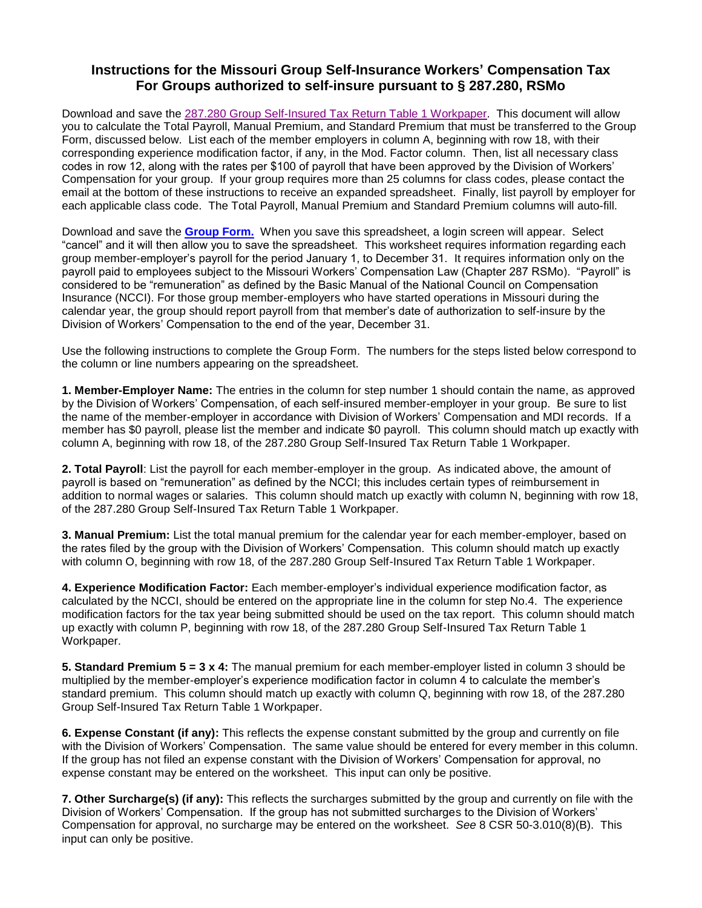# Instructions for the Missouri Group Self-Insurance Workers' Compensation Tax For Groups authorized to self-insure pursuant to § 287.280, RSMo

Download and save the 287.280 Group Self-Insured Tax Return Table 1 Workpaper. This document will allow you to calculate the Total Payroll, Manual Premium, and Standard Premium that must be transferred to the Group Form, discussed below. List each of the member employers in column A, beginning with row 18, with their corresponding experience modification factor, if any, in the Mod. Factor column. Then, list all necessary class codes in row 12, along with the rates per $100 of payroll that have been approved by the Division of Workers' Compensation for your group. If your group requires more than 25 columns for class codes, please contact the email at the bottom of these instructions to receive an expanded spreadsheet. Finally, list payroll by employer for each applicable class code. The Total Payroll, Manual Premium and Standard Premium columns will auto-fill.

Download and save the **Group Form.** When you save this spreadsheet, a login screen will appear. Select "cancel" and it will then allow you to save the spreadsheet. This worksheet requires information regarding each group member-employer's payroll for the period January 1, to December 31. It requires information only on the payroll paid to employees subject to the Missouri Workers' Compensation Law (Chapter 287 RSMo). "Payroll" is considered to be "remuneration" as defined by the Basic Manual of the National Council on Compensation Insurance (NCCI). For those group member-employers who have started operations in Missouri during the calendar year, the group should report payroll from that member's date of authorization to self-insure by the Division of Workers' Compensation to the end of the year, December 31.

Use the following instructions to complete the Group Form. The numbers for the steps listed below correspond to the column or line numbers appearing on the spreadsheet.

**1. Member-Employer Name:** The entries in the column for step number 1 should contain the name, as approved by the Division of Workers' Compensation, of each self-insured member-employer in your group. Be sure to list the name of the member-employer in accordance with Division of Workers' Compensation and MDI records. If a member has $0 payroll, please list the member and indicate $0 payroll. This column should match up exactly with column A, beginning with row 18, of the 287.280 Group Self-Insured Tax Return Table 1 Workpaper.

**2. Total Payroll**: List the payroll for each member-employer in the group. As indicated above, the amount of payroll is based on "remuneration" as defined by the NCCI; this includes certain types of reimbursement in addition to normal wages or salaries. This column should match up exactly with column N, beginning with row 18, of the 287.280 Group Self-Insured Tax Return Table 1 Workpaper.

**3. Manual Premium:** List the total manual premium for the calendar year for each member-employer, based on the rates filed by the group with the Division of Workers' Compensation. This column should match up exactly with column O, beginning with row 18, of the 287.280 Group Self-Insured Tax Return Table 1 Workpaper.

**4. Experience Modification Factor:** Each member-employer's individual experience modification factor, as calculated by the NCCI, should be entered on the appropriate line in the column for step No.4. The experience modification factors for the tax year being submitted should be used on the tax report. This column should match up exactly with column P, beginning with row 18, of the 287.280 Group Self-Insured Tax Return Table 1 Workpaper.

**5. Standard Premium 5 = 3 x 4:** The manual premium for each member-employer listed in column 3 should be multiplied by the member-employer's experience modification factor in column 4 to calculate the member's standard premium. This column should match up exactly with column Q, beginning with row 18, of the 287.280 Group Self-Insured Tax Return Table 1 Workpaper.

**6. Expense Constant (if any):** This reflects the expense constant submitted by the group and currently on file with the Division of Workers' Compensation. The same value should be entered for every member in this column. If the group has not filed an expense constant with the Division of Workers' Compensation for approval, no expense constant may be entered on the worksheet. This input can only be positive.

**7. Other Surcharge(s) (if any):** This reflects the surcharges submitted by the group and currently on file with the Division of Workers' Compensation. If the group has not submitted surcharges to the Division of Workers' Compensation for approval, no surcharge may be entered on the worksheet. *See* 8 CSR 50-3.010(8)(B). This input can only be positive.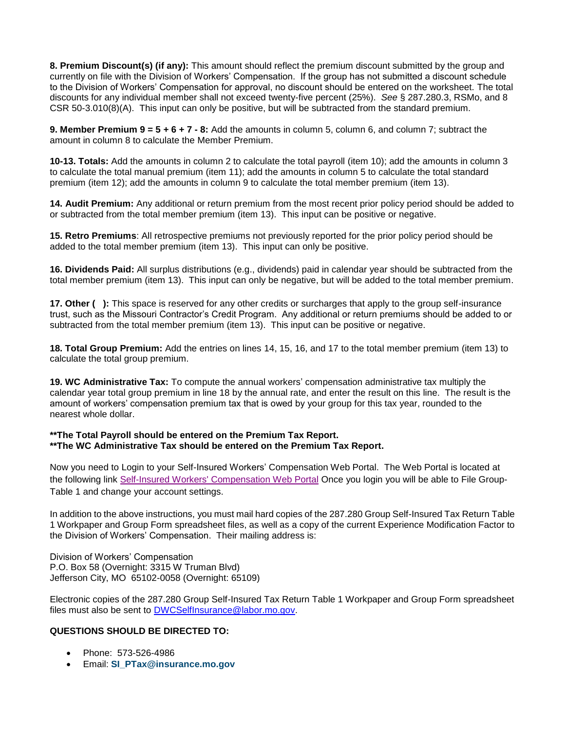**8. Premium Discount(s) (if any):** This amount should reflect the premium discount submitted by the group and currently on file with the Division of Workers' Compensation. If the group has not submitted a discount schedule to the Division of Workers' Compensation for approval, no discount should be entered on the worksheet. The total discounts for any individual member shall not exceed twenty-five percent (25%). *See* § 287.280.3, RSMo, and 8 CSR 50-3.010(8)(A). This input can only be positive, but will be subtracted from the standard premium.

**9. Member Premium 9 = 5 + 6 + 7 - 8:** Add the amounts in column 5, column 6, and column 7; subtract the amount in column 8 to calculate the Member Premium.

**10-13. Totals:** Add the amounts in column 2 to calculate the total payroll (item 10); add the amounts in column 3 to calculate the total manual premium (item 11); add the amounts in column 5 to calculate the total standard premium (item 12); add the amounts in column 9 to calculate the total member premium (item 13).

**14. Audit Premium:** Any additional or return premium from the most recent prior policy period should be added to or subtracted from the total member premium (item 13). This input can be positive or negative.

**15. Retro Premiums**: All retrospective premiums not previously reported for the prior policy period should be added to the total member premium (item 13). This input can only be positive.

**16. Dividends Paid:** All surplus distributions (e.g., dividends) paid in calendar year should be subtracted from the total member premium (item 13). This input can only be negative, but will be added to the total member premium.

**17. Other (   ):** This space is reserved for any other credits or surcharges that apply to the group self-insurance trust, such as the Missouri Contractor's Credit Program. Any additional or return premiums should be added to or subtracted from the total member premium (item 13). This input can be positive or negative.

**18. Total Group Premium:** Add the entries on lines 14, 15, 16, and 17 to the total member premium (item 13) to calculate the total group premium.

**19. WC Administrative Tax:** To compute the annual workers' compensation administrative tax multiply the calendar year total group premium in line 18 by the annual rate, and enter the result on this line. The result is the amount of workers' compensation premium tax that is owed by your group for this tax year, rounded to the nearest whole dollar.

**\*\*The Total Payroll should be entered on the Premium Tax Report.**
**\*\*The WC Administrative Tax should be entered on the Premium Tax Report.**

Now you need to Login to your Self-Insured Workers' Compensation Web Portal. The Web Portal is located at the following link Self-Insured Workers' Compensation Web Portal Once you login you will be able to File Group-Table 1 and change your account settings.

In addition to the above instructions, you must mail hard copies of the 287.280 Group Self-Insured Tax Return Table 1 Workpaper and Group Form spreadsheet files, as well as a copy of the current Experience Modification Factor to the Division of Workers' Compensation. Their mailing address is:

Division of Workers' Compensation
P.O. Box 58 (Overnight: 3315 W Truman Blvd)
Jefferson City, MO 65102-0058 (Overnight: 65109)

Electronic copies of the 287.280 Group Self-Insured Tax Return Table 1 Workpaper and Group Form spreadsheet files must also be sent to DWCSelfInsurance@labor.mo.gov.

**QUESTIONS SHOULD BE DIRECTED TO:**

- Phone: 573-526-4986
- Email: **SI_PTax@insurance.mo.gov**